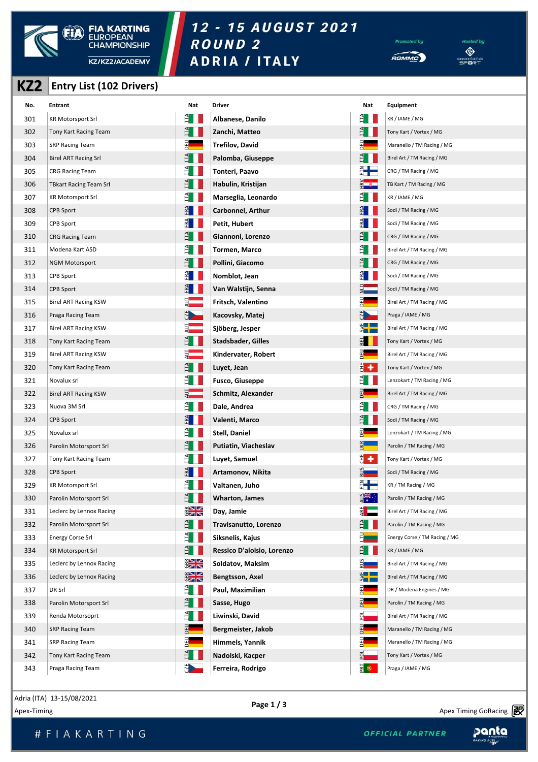# FIA KARTING EUROPEAN CHAMPIONSHIP

KZ/KZ2/ACADEMY

## 12 - 15 AUGUST 2021
## ROUND 2
## ADRIA / ITALY

Promoted by RGMMC — Hosted by Automobile Club d'Italia SPORT

## KZ2 Entry List (102 Drivers)

| No. | Entrant | Nat | Driver | Nat | Equipment |
|---|---|---|---|---|---|
| 301 | KR Motorsport Srl | ITA | Albanese, Danilo | ITA | KR / IAME / MG |
| 302 | Tony Kart Racing Team | ITA | Zanchi, Matteo | ITA | Tony Kart / Vortex / MG |
| 303 | SRP Racing Team | DEU | Trefilov, David | DEU | Maranello / TM Racing / MG |
| 304 | Birel ART Racing Srl | ITA | Palomba, Giuseppe | ITA | Birel Art / TM Racing / MG |
| 305 | CRG Racing Team | ITA | Tonteri, Paavo | FIN | CRG / TM Racing / MG |
| 306 | TBkart Racing Team Srl | ITA | Habulin, Kristijan | HRV | TB Kart / TM Racing / MG |
| 307 | KR Motorsport Srl | ITA | Marseglia, Leonardo | ITA | KR / IAME / MG |
| 308 | CPB Sport | FRA | Carbonnel, Arthur | FRA | Sodi / TM Racing / MG |
| 309 | CPB Sport | FRA | Petit, Hubert | FRA | Sodi / TM Racing / MG |
| 310 | CRG Racing Team | ITA | Giannoni, Lorenzo | ITA | CRG / TM Racing / MG |
| 311 | Modena Kart ASD | ITA | Tormen, Marco | ITA | Birel Art / TM Racing / MG |
| 312 | NGM Motorsport | ITA | Pollini, Giacomo | ITA | CRG / TM Racing / MG |
| 313 | CPB Sport | FRA | Nomblot, Jean | FRA | Sodi / TM Racing / MG |
| 314 | CPB Sport | FRA | Van Walstijn, Senna | NLD | Sodi / TM Racing / MG |
| 315 | Birel ART Racing KSW | AUT | Fritsch, Valentino | DEU | Birel Art / TM Racing / MG |
| 316 | Praga Racing Team | CZE | Kacovsky, Matej | CZE | Praga / IAME / MG |
| 317 | Birel ART Racing KSW | AUT | Sjöberg, Jesper | SWE | Birel Art / TM Racing / MG |
| 318 | Tony Kart Racing Team | ITA | Stadsbader, Gilles | BEL | Tony Kart / Vortex / MG |
| 319 | Birel ART Racing KSW | AUT | Kindervater, Robert | DEU | Birel Art / TM Racing / MG |
| 320 | Tony Kart Racing Team | ITA | Luyet, Jean | CHE | Tony Kart / Vortex / MG |
| 321 | Novalux srl | ITA | Fusco, Giuseppe | ITA | Lenzokart / TM Racing / MG |
| 322 | Birel ART Racing KSW | AUT | Schmitz, Alexander | DEU | Birel Art / TM Racing / MG |
| 323 | Nuova 3M Srl | ITA | Dale, Andrea | ITA | CRG / TM Racing / MG |
| 324 | CPB Sport | FRA | Valenti, Marco | ITA | Sodi / TM Racing / MG |
| 325 | Novalux srl | ITA | Stell, Daniel | DEU | Lenzokart / TM Racing / MG |
| 326 | Parolin Motorsport Srl | ITA | Putiatin, Viacheslav | UKR | Parolin / TM Racing / MG |
| 327 | Tony Kart Racing Team | ITA | Luyet, Samuel | CHE | Tony Kart / Vortex / MG |
| 328 | CPB Sport | FRA | Artamonov, Nikita | RUS | Sodi / TM Racing / MG |
| 329 | KR Motorsport Srl | ITA | Valtanen, Juho | FIN | KR / TM Racing / MG |
| 330 | Parolin Motorsport Srl | ITA | Wharton, James | AUS | Parolin / TM Racing / MG |
| 331 | Leclerc by Lennox Racing | GBR | Day, Jamie | ARE | Birel Art / TM Racing / MG |
| 332 | Parolin Motorsport Srl | ITA | Travisanutto, Lorenzo | ITA | Parolin / TM Racing / MG |
| 333 | Energy Corse Srl | ITA | Siksnelis, Kajus | LTU | Energy Corse / TM Racing / MG |
| 334 | KR Motorsport Srl | ITA | Ressico D'aloisio, Lorenzo | ITA | KR / IAME / MG |
| 335 | Leclerc by Lennox Racing | GBR | Soldatov, Maksim | RUS | Birel Art / TM Racing / MG |
| 336 | Leclerc by Lennox Racing | GBR | Bengtsson, Axel | SWE | Birel Art / TM Racing / MG |
| 337 | DR Srl | ITA | Paul, Maximilian | DEU | DR / Modena Engines / MG |
| 338 | Parolin Motorsport Srl | ITA | Sasse, Hugo | DEU | Parolin / TM Racing / MG |
| 339 | Renda Motorsoprt | ITA | Liwinski, David | POL | Birel Art / TM Racing / MG |
| 340 | SRP Racing Team | DEU | Bergmeister, Jakob | DEU | Maranello / TM Racing / MG |
| 341 | SRP Racing Team | DEU | Himmels, Yannik | DEU | Maranello / TM Racing / MG |
| 342 | Tony Kart Racing Team | ITA | Nadolski, Kacper | POL | Tony Kart / Vortex / MG |
| 343 | Praga Racing Team | CZE | Ferreira, Rodrigo | PRT | Praga / IAME / MG |

Adria (ITA) 13-15/08/2021

Apex-Timing — Apex Timing GoRacing

#FIAKARTING — OFFICIAL PARTNER panta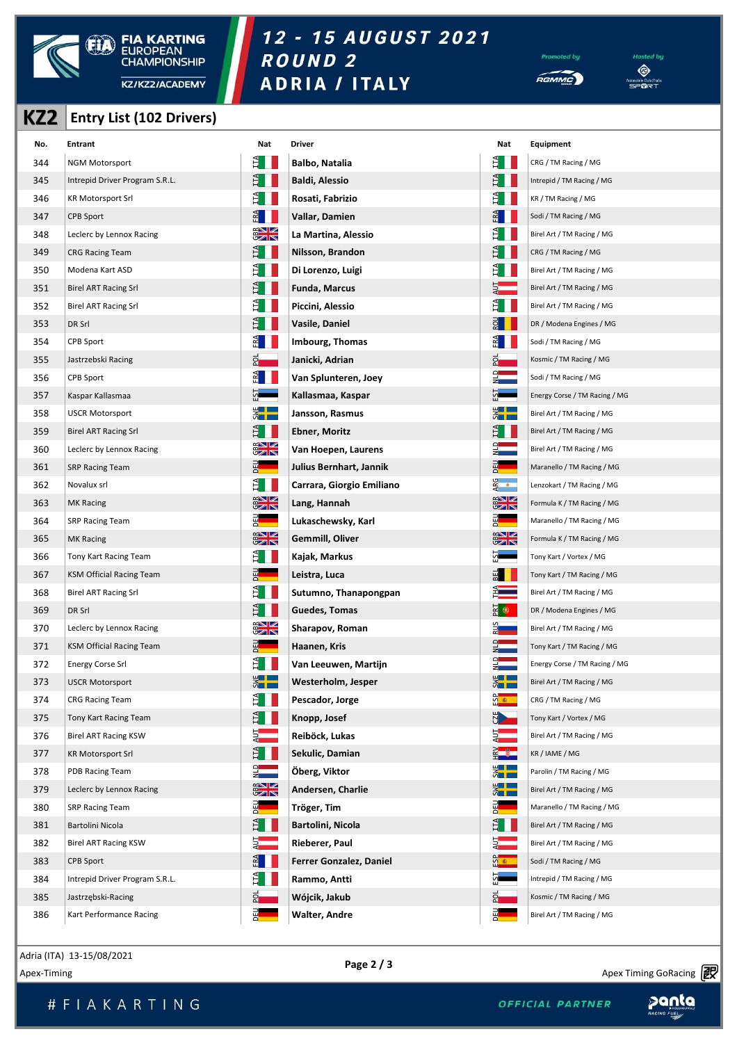# FIA KARTING EUROPEAN CHAMPIONSHIP KZ/KZ2/ACADEMY

## 12 - 15 AUGUST 2021 ROUND 2 ADRIA / ITALY

Promoted by RGMMC · Hosted by Automobile Club d'Italia SPORT

## KZ2 Entry List (102 Drivers)

| No. | Entrant | Nat | Driver | Nat | Equipment |
|---|---|---|---|---|---|
| 344 | NGM Motorsport | ITA | Balbo, Natalia | ITA | CRG / TM Racing / MG |
| 345 | Intrepid Driver Program S.R.L. | ITA | Baldi, Alessio | ITA | Intrepid / TM Racing / MG |
| 346 | KR Motorsport Srl | ITA | Rosati, Fabrizio | ITA | KR / TM Racing / MG |
| 347 | CPB Sport | FRA | Vallar, Damien | FRA | Sodi / TM Racing / MG |
| 348 | Leclerc by Lennox Racing | GBR | La Martina, Alessio | ITA | Birel Art / TM Racing / MG |
| 349 | CRG Racing Team | ITA | Nilsson, Brandon | ITA | CRG / TM Racing / MG |
| 350 | Modena Kart ASD | ITA | Di Lorenzo, Luigi | ITA | Birel Art / TM Racing / MG |
| 351 | Birel ART Racing Srl | ITA | Funda, Marcus | AUT | Birel Art / TM Racing / MG |
| 352 | Birel ART Racing Srl | ITA | Piccini, Alessio | ITA | Birel Art / TM Racing / MG |
| 353 | DR Srl | ITA | Vasile, Daniel | ROU | DR / Modena Engines / MG |
| 354 | CPB Sport | FRA | Imbourg, Thomas | FRA | Sodi / TM Racing / MG |
| 355 | Jastrzebski Racing | POL | Janicki, Adrian | POL | Kosmic / TM Racing / MG |
| 356 | CPB Sport | FRA | Van Splunteren, Joey | NLD | Sodi / TM Racing / MG |
| 357 | Kaspar Kallasmaa | EST | Kallasmaa, Kaspar | EST | Energy Corse / TM Racing / MG |
| 358 | USCR Motorsport | SWE | Jansson, Rasmus | SWE | Birel Art / TM Racing / MG |
| 359 | Birel ART Racing Srl | ITA | Ebner, Moritz | ITA | Birel Art / TM Racing / MG |
| 360 | Leclerc by Lennox Racing | GBR | Van Hoepen, Laurens | NLD | Birel Art / TM Racing / MG |
| 361 | SRP Racing Team | DEU | Julius Bernhart, Jannik | DEU | Maranello / TM Racing / MG |
| 362 | Novalux srl | ITA | Carrara, Giorgio Emiliano | ARG | Lenzokart / TM Racing / MG |
| 363 | MK Racing | GBR | Lang, Hannah | GBR | Formula K / TM Racing / MG |
| 364 | SRP Racing Team | DEU | Lukaschewsky, Karl | DEU | Maranello / TM Racing / MG |
| 365 | MK Racing | GBR | Gemmill, Oliver | GBR | Formula K / TM Racing / MG |
| 366 | Tony Kart Racing Team | ITA | Kajak, Markus | EST | Tony Kart / Vortex / MG |
| 367 | KSM Official Racing Team | DEU | Leistra, Luca | BEL | Tony Kart / TM Racing / MG |
| 368 | Birel ART Racing Srl | ITA | Sutumno, Thanapongpan | THA | Birel Art / TM Racing / MG |
| 369 | DR Srl | ITA | Guedes, Tomas | PRT | DR / Modena Engines / MG |
| 370 | Leclerc by Lennox Racing | GBR | Sharapov, Roman | RUS | Birel Art / TM Racing / MG |
| 371 | KSM Official Racing Team | DEU | Haanen, Kris | NLD | Tony Kart / TM Racing / MG |
| 372 | Energy Corse Srl | ITA | Van Leeuwen, Martijn | NLD | Energy Corse / TM Racing / MG |
| 373 | USCR Motorsport | SWE | Westerholm, Jesper | SWE | Birel Art / TM Racing / MG |
| 374 | CRG Racing Team | ITA | Pescador, Jorge | ESP | CRG / TM Racing / MG |
| 375 | Tony Kart Racing Team | ITA | Knopp, Josef | CZE | Tony Kart / Vortex / MG |
| 376 | Birel ART Racing KSW | AUT | Reiböck, Lukas | AUT | Birel Art / TM Racing / MG |
| 377 | KR Motorsport Srl | ITA | Sekulic, Damian | HRV | KR / IAME / MG |
| 378 | PDB Racing Team | NLD | Öberg, Viktor | SWE | Parolin / TM Racing / MG |
| 379 | Leclerc by Lennox Racing | GBR | Andersen, Charlie | SWE | Birel Art / TM Racing / MG |
| 380 | SRP Racing Team | DEU | Tröger, Tim | DEU | Maranello / TM Racing / MG |
| 381 | Bartolini Nicola | ITA | Bartolini, Nicola | ITA | Birel Art / TM Racing / MG |
| 382 | Birel ART Racing KSW | AUT | Rieberer, Paul | AUT | Birel Art / TM Racing / MG |
| 383 | CPB Sport | FRA | Ferrer Gonzalez, Daniel | ESP | Sodi / TM Racing / MG |
| 384 | Intrepid Driver Program S.R.L. | ITA | Rammo, Antti | EST | Intrepid / TM Racing / MG |
| 385 | Jastrzębski-Racing | POL | Wójcik, Jakub | POL | Kosmic / TM Racing / MG |
| 386 | Kart Performance Racing | DEU | Walter, Andre | DEU | Birel Art / TM Racing / MG |

Adria (ITA) 13-15/08/2021

Apex-Timing

Apex Timing GoRacing

#FIAKARTING

OFFICIAL PARTNER panta RACING FUEL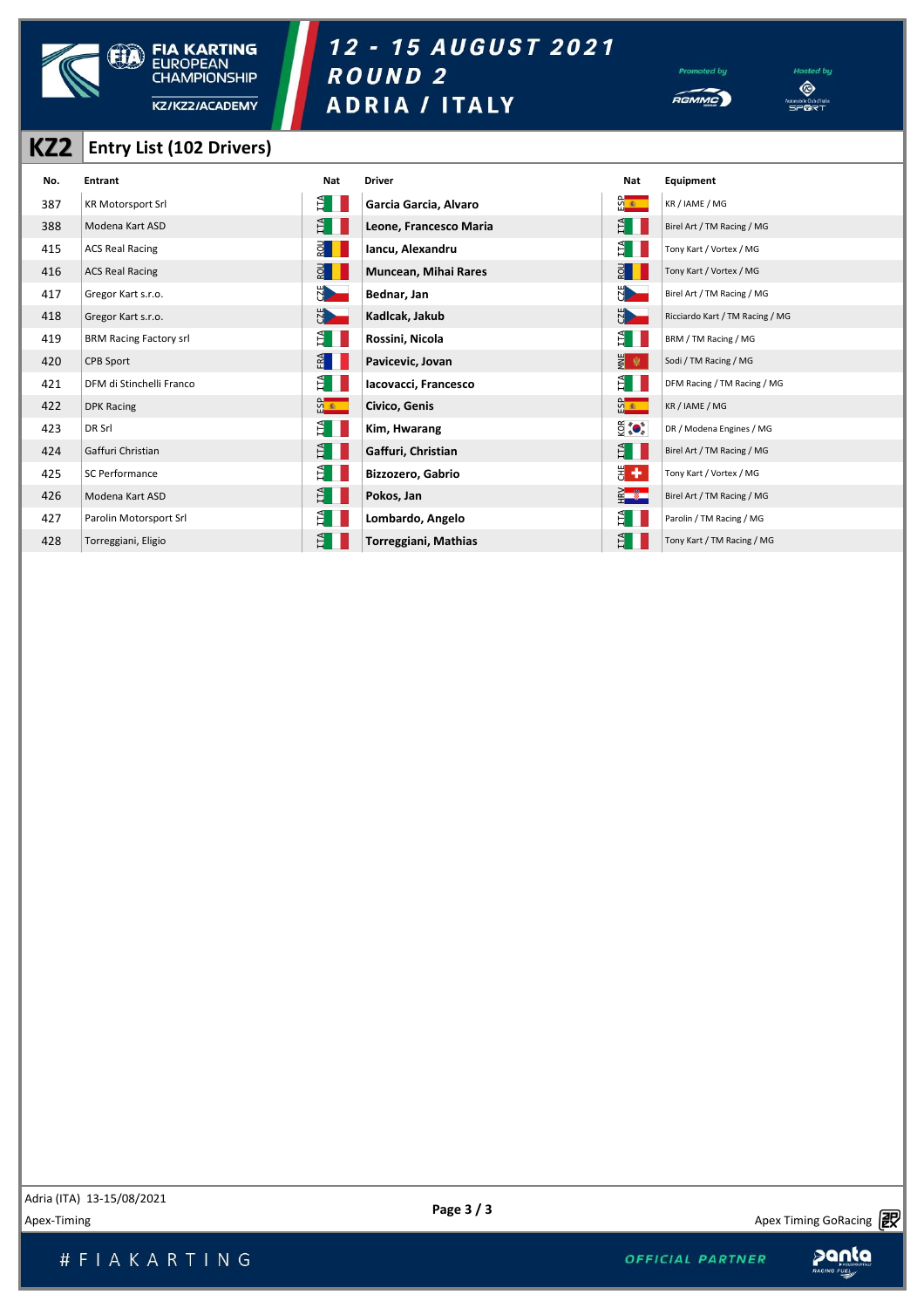# FIA KARTING EUROPEAN CHAMPIONSHIP KZ/KZ2/ACADEMY

## 12 - 15 AUGUST 2021 ROUND 2 ADRIA / ITALY

## KZ2 Entry List (102 Drivers)

| No. | Entrant | Nat | Driver | Nat | Equipment |
|---|---|---|---|---|---|
| 387 | KR Motorsport Srl | ITA | **Garcia Garcia, Alvaro** | ESP | KR / IAME / MG |
| 388 | Modena Kart ASD | ITA | **Leone, Francesco Maria** | ITA | Birel Art / TM Racing / MG |
| 415 | ACS Real Racing | ROU | **Iancu, Alexandru** | ITA | Tony Kart / Vortex / MG |
| 416 | ACS Real Racing | ROU | **Muncean, Mihai Rares** | ROU | Tony Kart / Vortex / MG |
| 417 | Gregor Kart s.r.o. | CZE | **Bednar, Jan** | CZE | Birel Art / TM Racing / MG |
| 418 | Gregor Kart s.r.o. | CZE | **Kadlcak, Jakub** | CZE | Ricciardo Kart / TM Racing / MG |
| 419 | BRM Racing Factory srl | ITA | **Rossini, Nicola** | ITA | BRM / TM Racing / MG |
| 420 | CPB Sport | FRA | **Pavicevic, Jovan** | MNE | Sodi / TM Racing / MG |
| 421 | DFM di Stinchelli Franco | ITA | **Iacovacci, Francesco** | ITA | DFM Racing / TM Racing / MG |
| 422 | DPK Racing | ESP | **Civico, Genis** | ESP | KR / IAME / MG |
| 423 | DR Srl | ITA | **Kim, Hwarang** | KOR | DR / Modena Engines / MG |
| 424 | Gaffuri Christian | ITA | **Gaffuri, Christian** | ITA | Birel Art / TM Racing / MG |
| 425 | SC Performance | ITA | **Bizzozero, Gabrio** | CHE | Tony Kart / Vortex / MG |
| 426 | Modena Kart ASD | ITA | **Pokos, Jan** | HRV | Birel Art / TM Racing / MG |
| 427 | Parolin Motorsport Srl | ITA | **Lombardo, Angelo** | ITA | Parolin / TM Racing / MG |
| 428 | Torreggiani, Eligio | ITA | **Torreggiani, Mathias** | ITA | Tony Kart / TM Racing / MG |

Adria (ITA) 13-15/08/2021

Apex-Timing

Apex Timing GoRacing

# F I A K A R T I N G

OFFICIAL PARTNER